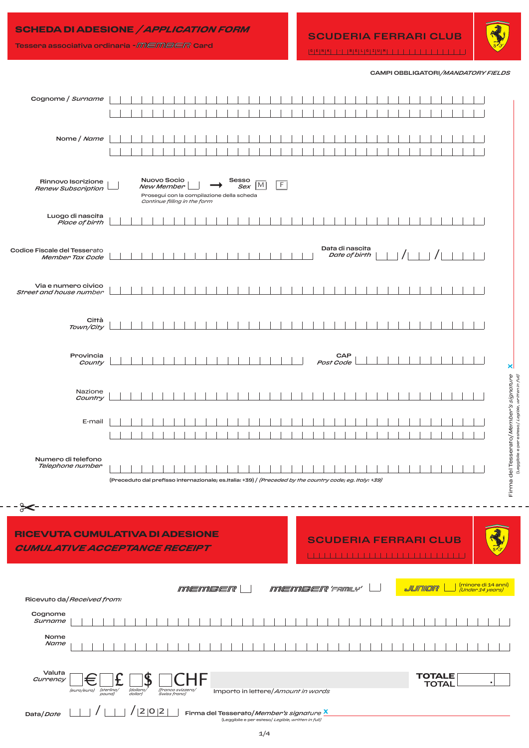# SCHEDA DI ADESIONE / *APPLICATION FORM*

Tessera associativa ordinaria - *MEMBER* Card

## SCUDERIA FERRARI CLUB

G E N K - B E L G I U M

CAMPI OBBLIGATORI/*MANDATORY FIELDS*

Cognome / *Surname*

Nome / *Name*

Rinnovo Iscrizione / *Renew Subscription* ☐

Nuovo Socio / *New Member* ☐ ➞ Sesso / *Sex* [M] [F]

Prosegui con la compilazione della scheda
*Continue filling in the form*

Luogo di nascita / *Place of birth*

Codice Fiscale del Tesserato / *Member Tax Code*

Data di nascita / *Date of birth* __ / __ / ____

Via e numero civico / *Street and house number*

Città / *Town/City*

Provincia / *County*

CAP / *Post Code*

Nazione / *Country*

E-mail

Numero di telefono / *Telephone number*

(Preceduto dal prefisso internazionale; es.Italia: +39) / *(Preceded by the country code; eg. Italy: +39)*

Firma del Tesserato/*Member's signature* X
(Leggibile e per esteso/ *Legible, written in full*)

---

# RICEVUTA CUMULATIVA DI ADESIONE
# *CUMULATIVE ACCEPTANCE RECEIPT*

## SCUDERIA FERRARI CLUB

*MEMBER* ☐ *MEMBER 'FAMILY'* ☐ *JUNIOR* ☐ (minore di 14 anni) *(Under 14 years)*

Ricevuto da/*Received from:*

Cognome / *Surname*

Nome / *Name*

Valuta / *Currency* ☐ € *(euro/euro)* ☐ £ *(sterlina/pound)* ☐ $ *(dollaro/dollar)* ☐ CHF *(franco svizzero/Swiss franc)*

Importo in lettere/*Amount in words*

TOTALE / TOTAL

Data/*Date* __ / __ / 2 0 2 _

Firma del Tesserato/*Member's signature* X
(Leggibile e per esteso/ *Legible, written in full*)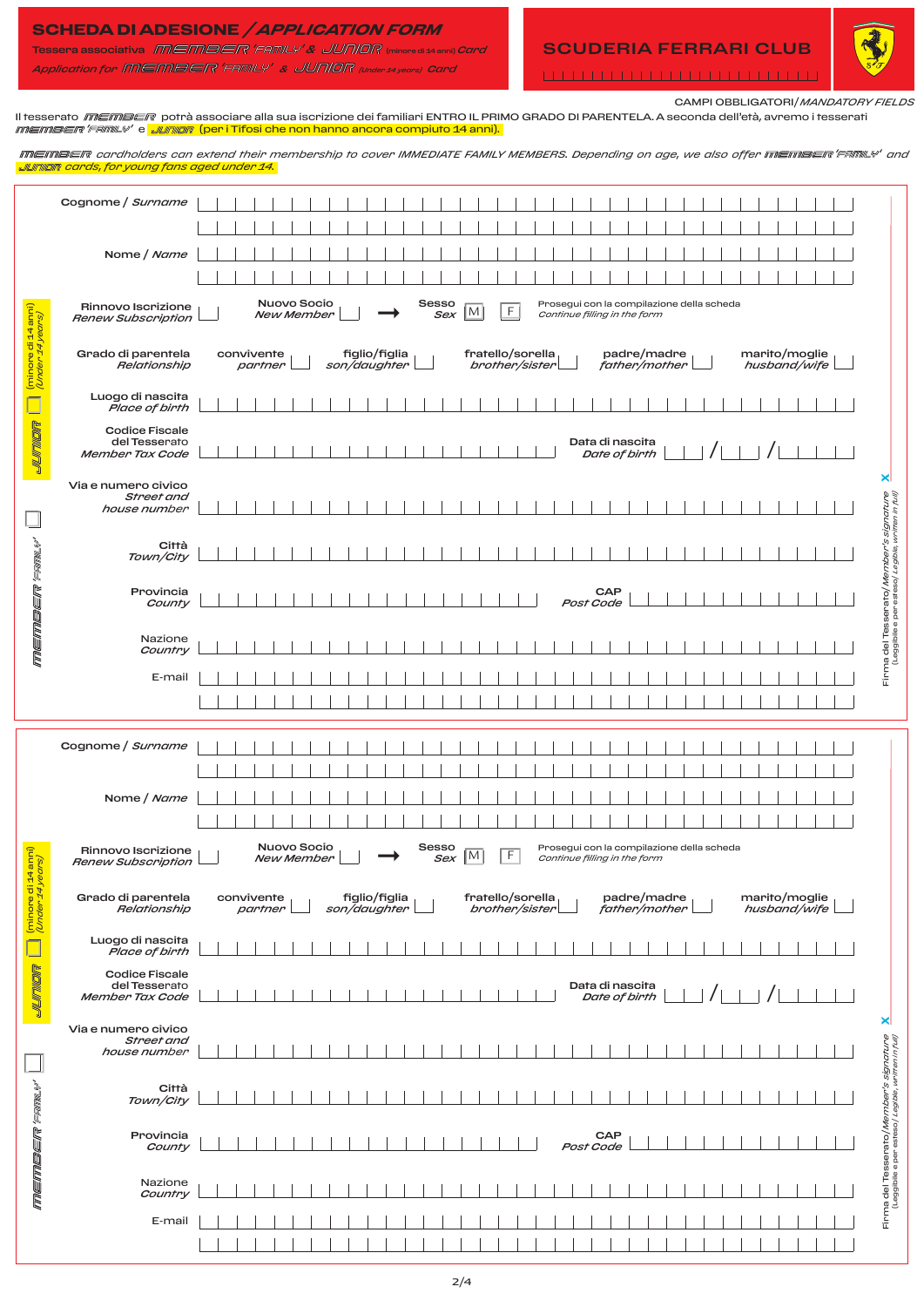# SCHEDA DI ADESIONE / APPLICATION FORM

Tessera associativa MEMBER FAMILY & JUNIOR (minore di 14 anni) Card

Application for MEMBER FAMILY & JUNIOR (under 14 years) Card

## SCUDERIA FERRARI CLUB

CAMPI OBBLIGATORI/*MANDATORY FIELDS*

Il tesserato MEMBER potrà associare alla sua iscrizione dei familiari ENTRO IL PRIMO GRADO DI PARENTELA. A seconda dell'età, avremo i tesserati MEMBER FAMILY e JUNIOR (per i Tifosi che non hanno ancora compiuto 14 anni).

*MEMBER cardholders can extend their membership to cover IMMEDIATE FAMILY MEMBERS. Depending on age, we also offer MEMBER FAMILY and JUNIOR cards, for young fans aged under 14.*

---

JUNIOR (minore di 14 anni) *(Under 14 years)* ☐

MEMBER FAMILY ☐

Cognome / *Surname*

Nome / *Name*

Rinnovo Iscrizione / *Renew Subscription* ☐ &nbsp;&nbsp; Nuovo Socio / *New Member* ☐ → Sesso / *Sex* ☐ M ☐ F &nbsp;&nbsp; Prosegui con la compilazione della scheda / *Continue filling in the form*

Grado di parentela / *Relationship*: convivente / *partner* ☐ &nbsp; figlio/figlia / *son/daughter* ☐ &nbsp; fratello/sorella / *brother/sister* ☐ &nbsp; padre/madre / *father/mother* ☐ &nbsp; marito/moglie / *husband/wife* ☐

Luogo di nascita / *Place of birth*

Codice Fiscale del Tesserato / *Member Tax Code* &nbsp;&nbsp; Data di nascita / *Date of birth* &nbsp; / &nbsp; /

Via e numero civico / *Street and house number*

Città / *Town/City*

Provincia / *County* &nbsp;&nbsp; CAP / *Post Code*

Nazione / *Country*

E-mail

✕ Firma del Tesserato/*Member's signature* (Leggibile e per esteso/ *Legible, written in full*)

---

JUNIOR (minore di 14 anni) *(Under 14 years)* ☐

MEMBER FAMILY ☐

Cognome / *Surname*

Nome / *Name*

Rinnovo Iscrizione / *Renew Subscription* ☐ &nbsp;&nbsp; Nuovo Socio / *New Member* ☐ → Sesso / *Sex* ☐ M ☐ F &nbsp;&nbsp; Prosegui con la compilazione della scheda / *Continue filling in the form*

Grado di parentela / *Relationship*: convivente / *partner* ☐ &nbsp; figlio/figlia / *son/daughter* ☐ &nbsp; fratello/sorella / *brother/sister* ☐ &nbsp; padre/madre / *father/mother* ☐ &nbsp; marito/moglie / *husband/wife* ☐

Luogo di nascita / *Place of birth*

Codice Fiscale del Tesserato / *Member Tax Code* &nbsp;&nbsp; Data di nascita / *Date of birth* &nbsp; / &nbsp; /

Via e numero civico / *Street and house number*

Città / *Town/City*

Provincia / *County* &nbsp;&nbsp; CAP / *Post Code*

Nazione / *Country*

E-mail

✕ Firma del Tesserato/*Member's signature* (Leggibile e per esteso/ *Legible, written in full*)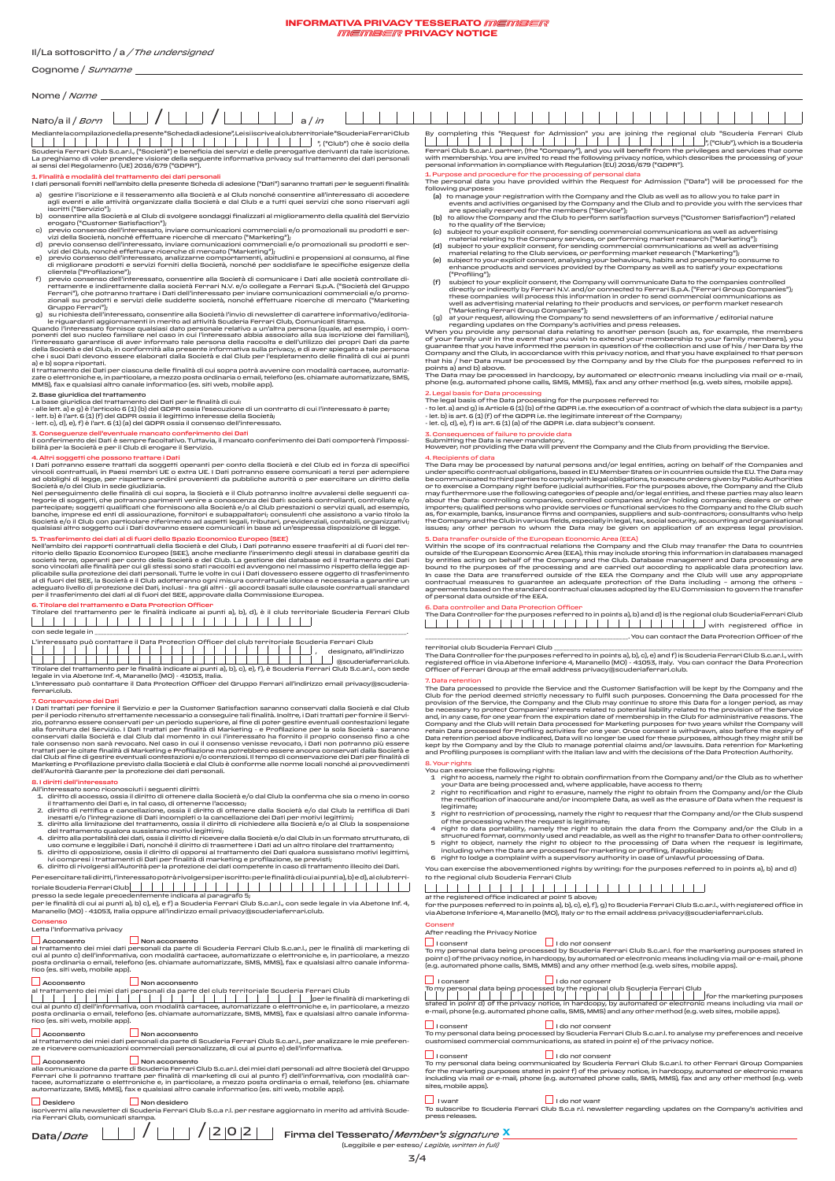# INFORMATIVA PRIVACY TESSERATO *MEMBER*

# *MEMBER* PRIVACY NOTICE

Il/La sottoscritto / a / *The undersigned*

Cognome / *Surname* ____________________

Nome / *Name* ____________________

Nato/a il / *Born* ___ / ___ / _______ a / *in* ____________________

Mediante la compilazione della presente "Scheda di adesione", Lei si iscrive al club territoriale "Scuderia Ferrari Club ____________________" ("Club") che è socio della Scuderia Ferrari Club S.c.ar.l., ("Società") e beneficia dei servizi e delle prerogative derivanti da tale iscrizione. La preghiamo di voler prendere visione della seguente informativa privacy sul trattamento dei dati personali ai sensi del Regolamento (UE) 2016/679 ("GDPR").

## 1. Finalità e modalità del trattamento dei dati personali

I dati personali forniti nell'ambito della presente Scheda di adesione ("Dati") saranno trattati per le seguenti finalità:

a) gestire l'iscrizione e il tesseramento alla Società e al Club nonché consentire all'interessato di accedere agli eventi e alle attività organizzate dalla Società e dal Club e a tutti quei servizi che sono riservati agli iscritti ("Servizio");
b) consentire alla Società e al Club di svolgere sondaggi finalizzati al miglioramento della qualità del Servizio erogato ("Customer Satisfaction");
c) previo consenso dell'interessato, inviare comunicazioni commerciali e/o promozionali su prodotti e servizi della Società, nonché effettuare ricerche di mercato ("Marketing");
d) previo consenso dell'interessato, inviare comunicazioni commerciali e/o promozionali su prodotti e servizi del Club, nonché effettuare ricerche di mercato ("Marketing");
e) previo consenso dell'interessato, analizzarne comportamenti, abitudini e propensioni al consumo, al fine di migliorare prodotti e servizi forniti dalla Società, nonché per soddisfare le specifiche esigenze della clientela ("Profilazione");
f) previo consenso dell'interessato, consentire alla Società di comunicare i Dati alle società controllate direttamente e indirettamente dalla società Ferrari N.V. e/o collegate a Ferrari S.p.A. ("Società del Gruppo Ferrari"), che potranno trattare i Dati dell'interessato per inviare comunicazioni commerciali e/o promozionali su prodotti e servizi delle suddette società, nonché effettuare ricerche di mercato ("Marketing Gruppo Ferrari");
g) su richiesta dell'interessato, consentire alla Società l'invio di newsletter di carattere informativo/editoriale riguardanti aggiornamenti in merito ad attività Scuderia Ferrari Club, Comunicati Stampa.

Quando l'interessato fornisce qualsiasi dato personale relativo a un'altra persona (quale, ad esempio, i componenti del suo nucleo familiare nel caso in cui l'interessato abbia associato alla sua iscrizione dei familiari), l'interessato garantisce di aver informato tale persona della raccolta e dell'utilizzo dei propri Dati da parte della Società e del Club, in conformità alla presente informativa sulla privacy, e di aver spiegato a tale persona che i suoi Dati devono essere elaborati dalla Società e dal Club per l'espletamento delle finalità di cui ai punti a) e b) sopra riportati.

Il trattamento dei Dati per ciascuna delle finalità di cui sopra potrà avvenire con modalità cartacee, automatizzate o elettroniche e, in particolare, a mezzo posta ordinaria o email, telefono (es. chiamate automatizzate, SMS, MMS), fax e qualsiasi altro canale informatico (es. siti web, mobile app).

## 2. Base giuridica del trattamento

La base giuridica del trattamento dei Dati per le finalità di cui:
- alle lett. a) e g) è l'articolo 6 (1) (b) del GDPR ossia l'esecuzione di un contratto di cui l'interessato è parte;
- lett. b) è l'art. 6 (1) (f) del GDPR ossia il legittimo interesse della Società;
- lett. c), d), e), f) è l'art. 6 (1) (a) del GDPR ossia il consenso dell'interessato.

## 3. Conseguenze dell'eventuale mancato conferimento dei Dati

Il conferimento dei Dati è sempre facoltativo. Tuttavia, il mancato conferimento dei Dati comporterà l'impossibilità per la Società e per il Club di erogare il Servizio.

## 4. Altri soggetti che possono trattare i Dati

I Dati potranno essere trattati da soggetti operanti per conto della Società e del Club ed in forza di specifici vincoli contrattuali, in Paesi membri UE o extra UE. I Dati potranno essere comunicati a terzi per adempiere ad obblighi di legge, per rispettare ordini provenienti da pubbliche autorità o per esercitare un diritto della Società e/o del Club in sede giudiziaria.

Nel perseguimento delle finalità di cui sopra, la Società e il Club potranno inoltre avvalersi delle seguenti categorie di soggetti, che potranno parimenti venire a conoscenza dei Dati: società controllanti, controllate e/o partecipate; soggetti qualificati che forniscono alla Società e/o al Club prestazioni o servizi quali, ad esempio, banche, imprese ed enti di assicurazione, fornitori e subappaltatori; consulenti che assistono a vario titolo la Società e/o il Club con particolare riferimento ad aspetti legali, tributari, previdenziali, contabili, organizzativi; qualsiasi altro soggetto cui i Dati dovranno essere comunicati in base ad un'espressa disposizione di legge.

## 5. Trasferimento dei dati al di fuori dello Spazio Economico Europeo (SEE)

Nell'ambito dei rapporti contrattuali della Società e del Club, i Dati potranno essere trasferiti al di fuori del territorio dello Spazio Economico Europeo (SEE), anche mediante l'inserimento degli stessi in database gestiti da società terze, operanti per conto della Società e del Club. La gestione dei database ed il trattamento dei Dati sono vincolati alle finalità per cui gli stessi sono stati raccolti ed avvengono nel massimo rispetto della legge applicabile sulla protezione dei dati personali. Tutte le volte in cui i Dati dovessero essere oggetto di trasferimento al di fuori del SEE, la Società e il Club adotteranno ogni misura contrattuale idonea e necessaria a garantire un adeguato livello di protezione dei Dati, inclusi - tra gli altri - gli accordi basati sulle clausole contrattuali standard per il trasferimento dei dati al di fuori del SEE, approvate dalla Commissione Europea.

## 6. Titolare del trattamento e Data Protection Officer

Titolare del trattamento per le finalità indicate ai punti a), b), d), è il club territoriale Scuderia Ferrari Club ____________________ con sede legale in ____________________.

L'interessato può contattare il Data Protection Officer del club territoriale Scuderia Ferrari Club ____________________, designato, all'indirizzo ____________________@scuderiaferrariclub.

Titolare del trattamento per le finalità indicate ai punti a), b), c), e), f), è Scuderia Ferrari Club S.c.ar.l., con sede legale in via Abetone Inf. 4, Maranello (MO) - 41053, Italia.

L'interessato può contattare il Data Protection Officer del Gruppo Ferrari all'indirizzo email privacy@scuderiaferrari.club.

## 7. Conservazione dei Dati

I Dati trattati per fornire il Servizio e per la Customer Satisfaction saranno conservati dalla Società e dal Club per il periodo ritenuto strettamente necessario a conseguire tali finalità. Inoltre, i Dati trattati per fornire il Servizio, potranno essere conservati per un periodo superiore, al fine di poter gestire eventuali contestazioni legate alla fornitura del Servizio. I Dati trattati per finalità di Marketing - e Profilazione per la sola Società - saranno conservati dalla Società e dal Club dal momento in cui l'interessato ha fornito il proprio consenso fino a che tale consenso non sarà revocato. Nel caso in cui il consenso venisse revocato, i Dati non potranno più essere trattati per le citate finalità di Marketing e Profilazione ma potrebbero essere ancora conservati dalla Società e dal Club al fine di gestire eventuali contestazioni e/o contenziosi. Il tempo di conservazione dei Dati per finalità di Marketing e Profilazione previsto dalla Società e dal Club è conforme alle norme locali nonché ai provvedimenti dell'Autorità Garante per la protezione dei dati personali.

## 8. I diritti dell'interessato

All'interessato sono riconosciuti i seguenti diritti:
1. diritto di accesso, ossia il diritto di ottenere dalla Società e/o dal Club la conferma che sia o meno in corso il trattamento dei Dati e, in tal caso, di ottenere l'accesso;
2. diritto di rettifica e cancellazione, ossia il diritto di ottenere dalla Società e/o dal Club la rettifica di Dati inesatti e/o l'integrazione di Dati incompleti o la cancellazione dei Dati per motivi legittimi;
3. diritto alla limitazione del trattamento, ossia il diritto di richiedere alla Società e/o al Club la sospensione del trattamento qualora sussistano motivi legittimi;
4. diritto alla portabilità dei dati, ossia il diritto di ricevere dalla Società e/o dal Club in un formato strutturato, di uso comune e leggibile i Dati, nonché il diritto di trasmettere i Dati ad un altro titolare del trattamento;
5. diritto di opposizione, ossia il diritto di opporsi al trattamento dei Dati qualora sussistano motivi legittimi, ivi compresi i trattamenti di Dati per finalità di marketing e profilazione, se previsti;
6. diritto di rivolgersi all'Autorità per la protezione dei dati competente in caso di trattamento illecito dei Dati.

Per esercitare tali diritti, l'interessato potrà rivolgersi per iscritto: per le finalità di cui ai punti a), b) e d), al club territoriale Scuderia Ferrari Club ____________________ presso la sede legale precedentemente indicata al paragrafo 5; per le finalità di cui ai punti a), b), c), e), f) a Scuderia Ferrari Club S.c.ar.l., con sede legale in via Abetone Inf. 4, Maranello (MO) - 41053, Italia oppure all'indirizzo email privacy@scuderiaferrari.club.

## Consenso

Letta l'informativa privacy

☐ Acconsento ☐ Non acconsento
al trattamento dei miei dati personali da parte di Scuderia Ferrari Club S.c.ar.l., per le finalità di marketing di cui al punto c) dell'informativa, con modalità cartacee, automatizzate o elettroniche e, in particolare, a mezzo posta ordinaria o email, telefono (es. chiamate automatizzate, SMS, MMS), fax e qualsiasi altro canale informatico (es. siti web, mobile app).

☐ Acconsento ☐ Non acconsento
al trattamento dei miei dati personali da parte del club territoriale Scuderia Ferrari Club ____________________ per le finalità di marketing di cui al punto d) dell'informativa, con modalità cartacee, automatizzate o elettroniche e, in particolare, a mezzo posta ordinaria o email, telefono (es. chiamate automatizzate, SMS, MMS), fax e qualsiasi altro canale informatico (es. siti web, mobile app).

☐ Acconsento ☐ Non acconsento
al trattamento dei miei dati personali da parte di Scuderia Ferrari Club S.c.ar.l., per analizzare le mie preferenze e ricevere comunicazioni commerciali personalizzate, di cui al punto e) dell'informativa.

☐ Acconsento ☐ Non acconsento
alla comunicazione da parte di Scuderia Ferrari Club S.c.ar.l. dei miei dati personali ad altre Società del Gruppo Ferrari che li potranno trattare per finalità di marketing di cui al punto f) dell'informativa, con modalità cartacee, automatizzate o elettroniche e, in particolare, a mezzo posta ordinaria o email, telefono (es. chiamate automatizzate, SMS, MMS), fax e qualsiasi altro canale informatico (es. siti web, mobile app).

☐ Desidero ☐ Non desidero
iscrivermi alla newsletter di Scuderia Ferrari Club S.c.a r.l. per restare aggiornato in merito ad attività Scuderia Ferrari Club, comunicati stampa.

---

By completing this "Request for Admission" you are joining the regional club "Scuderia Ferrari Club ____________________" ("Club"), which is a Scuderia Ferrari Club S.c.ar.l. partner, (the "Company"), and you will benefit from the privileges and services that come with membership. You are invited to read the following privacy notice, which describes the processing of your personal information in compliance with Regulation (EU) 2016/679 ("GDPR").

## 1. Purpose and procedure for the processing of personal data

The personal data you have provided within the Request for Admission ("Data") will be processed for the following purposes:

(a) to manage your registration with the Company and the Club as well as to allow you to take part in events and activities organised by the Company and the Club and to provide you with the services that are specially reserved for the members ("Service");
(b) to allow the Company and the Club to perform satisfaction surveys ("Customer Satisfaction") related to the quality of the Service;
(c) subject to your explicit consent, for sending commercial communications as well as advertising material relating to the Company services, or performing market research ("Marketing");
(d) subject to your explicit consent, for sending commercial communications as well as advertising material relating to the Club services, or performing market research ("Marketing");
(e) subject to your explicit consent, analysing your behaviours, habits and propensity to consume to enhance products and services provided by the Company as well as to satisfy your expectations ("Profiling");
(f) subject to your explicit consent, the Company will communicate Data to the companies controlled directly or indirectly by Ferrari N.V. and/or connected to Ferrari S.p.A. ("Ferrari Group Companies"); these companies will process this information in order to send commercial communications as well as advertising material relating to their products and services, or perform market research ("Marketing Ferrari Group Companies");
(g) at your request, allowing the Company to send newsletters of an informative / editorial nature regarding updates on the Company's activities and press releases.

When you provide any personal data relating to another person (such as, for example, the members of your family unit in the event that you wish to extend your membership to your family members), you guarantee that you have informed the person in question of the collection and use of his / her Data by the Company and the Club, in accordance with this privacy notice, and that you have explained to that person that his / her Data must be processed by the Company and by the Club for the purposes referred to in points a) and b) above.

The Data may be processed in hardcopy, by automated or electronic means including via mail or e-mail, phone (e.g. automated phone calls, SMS, MMS), fax and any other method (e.g. web sites, mobile apps).

## 2. Legal basis for Data processing

The legal basis of the Data processing for the purposes referred to:
- to let. a) and g) is Article 6 (1) (b) of the GDPR i.e. the execution of a contract of which the data subject is a party;
- let. b) is art. 6 (1) (f) of the GDPR i.e. the legitimate interest of the Company;
- let. c), d), e), f) is art. 6 (1) (a) of the GDPR i.e. data subject's consent.

## 3. Consequences of failure to provide data

Submitting the Data is never mandatory.
However, not providing the Data will prevent the Company and the Club from providing the Service.

## 4. Recipients of data

The Data may be processed by natural persons and/or legal entities, acting on behalf of the Companies and under specific contractual obligations, based in EU Member States or in countries outside the EU. The Data may be communicated to third parties to comply with legal obligations, to execute orders given by Public Authorities or to exercise a Company right before judicial authorities. For the purposes above, the Company and the Club may furthermore use the following categories of people and/or legal entities, and these parties may also learn about the Data: controlling companies, controlled companies and/or holding companies; dealers or other importers; qualified persons who provide services or functional services to the Company and to the Club such as, for example, banks, insurance firms and companies, suppliers and sub-contractors; consultants who help the Company and the Club in various fields, especially in legal, tax, social security, accounting and organisational issues; any other person to whom the Data may be given on application of an express legal provision.

## 5. Data transfer outside of the European Economic Area (EEA)

Within the scope of its contractual relations the Company and the Club may transfer the Data to countries outside the European Economic Area (EEA), this may include storing this information in databases managed by entities acting on behalf of the Company and the Club. Database management and Data processing are bound to the purposes of the processing and are carried out according to applicable data protection law. In case the Data are transferred outside of the EEA the Company and the Club will use any appropriate contractual measures to guarantee an adequate protection of the Data including – among the others – agreements based on the standard contractual clauses adopted by the EU Commission to govern the transfer of personal data outside of the EEA.

## 6. Data controller and Data Protection Officer

The Data Controller for the purposes referred to in points a), b) and d) is the regional club Scuderia Ferrari Club ____________________ with registered office in ____________________. You can contact the Data Protection Officer of the territorial club Scuderia Ferrari Club ____________________.

The Data Controller for the purposes referred to in points a), b), c), e) and f) is Scuderia Ferrari Club S.c.ar.l., with registered office in via Abetone Inferiore 4, Maranello (MO) - 41053, Italy. You can contact the Data Protection Officer of Ferrari Group at the email address privacy@scuderiaferrari.club.

## 7. Data retention

The Data processed to provide the Service and the Customer Satisfaction will be kept by the Company and the Club for the period deemed strictly necessary to fulfil such purposes. Concerning the Data processed for the provision of the Service, the Company and the Club may continue to store this Data for a longer period, as may be necessary to protect Companies' interests related to potential liability related to the provision of the Service and, in any case, for one year from the expiration date of membership in the Club for administrative reasons. The Company and the Club will retain Data processed for Marketing purposes for two years whilst the Company will retain Data processed for Profiling activities for one year. Once consent is withdrawn, also before the expiry of Data retention period above indicated, Data will no longer be used for these purposes, although they might still be kept by the Company and by the Club to manage potential claims and/or lawsuits. Data retention for Marketing and Profiling purposes is compliant with the Italian law and with the decisions of the Data Protection Authority.

## 8. Your rights

You can exercise the following rights:
1. right to access, namely the right to obtain confirmation from the Company and/or the Club as to whether your Data are being processed and, where applicable, have access to them;
2. right to rectification and right to erasure, namely the right to obtain from the Company and/or the Club the rectification of inaccurate and/or incomplete Data, as well as the erasure of Data when the request is legitimate;
3. right to restriction of processing, namely the right to request that the Company and/or the Club suspend of the processing when the request is legitimate;
4. right to data portability, namely the right to obtain the data from the Company and/or the Club in a structured format, commonly used and readable, as well as the right to transfer Data to other controllers;
5. right to object, namely the right to object to the processing of Data when the request is legitimate, including when the Data are processed for marketing or profiling, if applicable;
6. right to lodge a complaint with a supervisory authority in case of unlawful processing of Data.

You can exercise the abovementioned rights by writing: for the purposes referred to in points a), b) and d) to the regional club Scuderia Ferrari Club ____________________ at the registered office indicated at point 5 above; for the purposes referred to in points a), b), c), e), f), g) to Scuderia Ferrari Club S.c.ar.l., with registered office in via Abetone Inferiore 4, Maranello (MO), Italy or to the email address privacy@scuderiaferrari.club.

## Consent

After reading the Privacy Notice

☐ I consent ☐ I do not consent
To my personal data being processed by Scuderia Ferrari Club S.c.ar.l. for the marketing purposes stated in point c) of the privacy notice, in hardcopy, by automated or electronic means including via mail or e-mail, phone (e.g. automated phone calls, SMS, MMS) and any other method (e.g. web sites, mobile apps).

☐ I consent ☐ I do not consent
To my personal data being processed by the regional club Scuderia Ferrari Club ____________________ for the marketing purposes stated in point d) of the privacy notice, in hardcopy, by automated or electronic means including via mail or e-mail, phone (e.g. automated phone calls, SMS, MMS) and any other method (e.g. web sites, mobile apps).

☐ I consent ☐ I do not consent
To my personal data being processed by Scuderia Ferrari Club S.c.ar.l. to analyse my preferences and receive customised commercial communications, as stated in point e) of the privacy notice.

☐ I consent ☐ I do not consent
To my personal data being communicated by Scuderia Ferrari Club S.c.ar.l. to other Ferrari Group Companies for the marketing purposes stated in point f) of the privacy notice, in hardcopy, by automated or electronic means including via mail or e-mail, phone (e.g. automated phone calls, SMS, MMS), fax and any other method (e.g. web sites, mobile apps).

☐ I want ☐ I do not want
To subscribe to Scuderia Ferrari Club S.c.a r.l. newsletter regarding updates on the Company's activities and press releases.

---

Data/*Date* ___ / ___ / 2 0 2 _  Firma del Tesserato/*Member's signature* **X** ____________________

(Leggibile e per esteso/ *Legible, written in full*)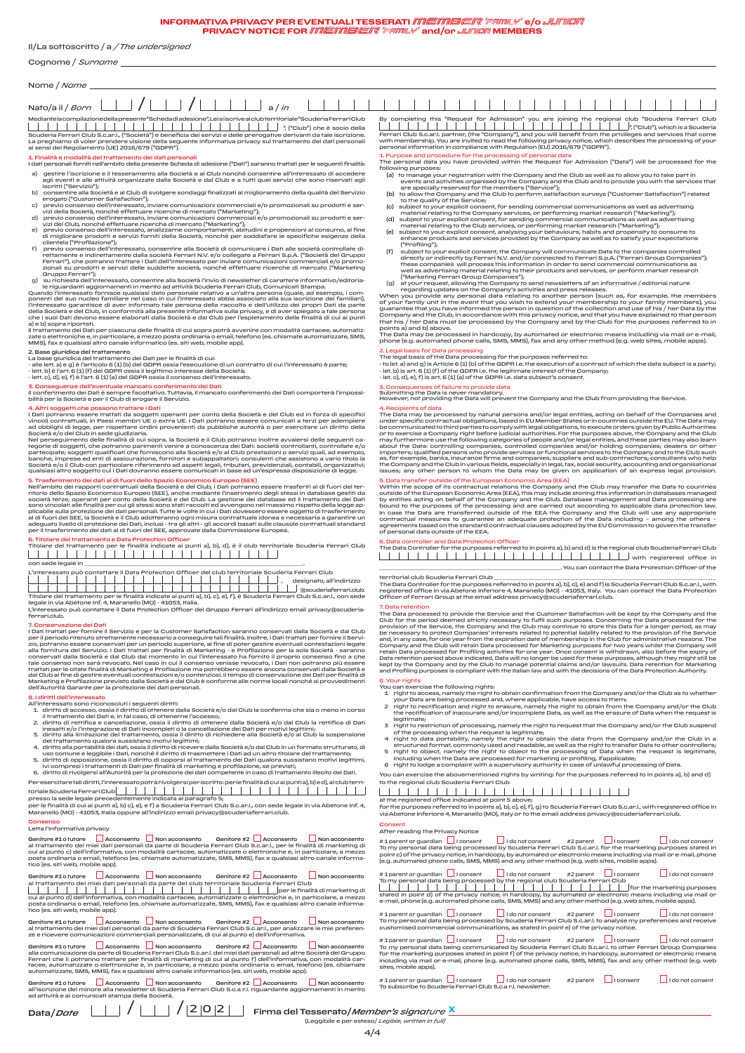# INFORMATIVA PRIVACY PER EVENTUALI TESSERATI MEMBER 'FAMILY' e/o JUNIOR
# PRIVACY NOTICE FOR MEMBER 'FAMILY' and/or JUNIOR MEMBERS

Il/La sottoscritto / a / *The undersigned*

Cognome / *Surname* ____________________

Nome / *Name* ____________________

Nato/a il / *Born* __ / __ / ____ a / *in* ____________________

Mediante la compilazione della presente "Scheda di adesione", Lei si iscrive al club territoriale "Scuderia Ferrari Club ____________________" ("Club") che è socio della Scuderia Ferrari Club S.c.ar.l., ("Società") e beneficia dei servizi e delle prerogative derivanti da tale iscrizione. La preghiamo di voler prendere visione della seguente informativa privacy sul trattamento dei dati personali ai sensi del Regolamento (UE) 2016/679 ("GDPR").

## 1. Finalità e modalità del trattamento dei dati personali

I dati personali forniti nell'ambito della presente Scheda di adesione ("Dati") saranno trattati per le seguenti finalità:

- a) gestire l'iscrizione e il tesseramento alla Società e al Club nonché consentire all'interessato di accedere agli eventi e alle attività organizzate dalla Società e dal Club e a tutti quei servizi che sono riservati agli iscritti ("Servizio");
- b) consentire alla Società e al Club di svolgere sondaggi finalizzati al miglioramento della qualità del Servizio erogato ("Customer Satisfaction");
- c) previo consenso dell'interessato, inviare comunicazioni commerciali e/o promozionali su prodotti e servizi della Società, nonché effettuare ricerche di mercato ("Marketing");
- d) previo consenso dell'interessato, inviare comunicazioni commerciali e/o promozionali su prodotti e servizi del Club, nonché effettuare ricerche di mercato ("Marketing");
- e) previo consenso dell'interessato, analizzarne comportamenti, abitudini e propensioni al consumo, al fine di migliorare prodotti e servizi forniti dalla Società, nonché per soddisfare le specifiche esigenze della clientela ("Profilazione");
- f) previo consenso dell'interessato, consentire alla Società di comunicare i Dati alle società controllate direttamente e indirettamente dalla società Ferrari N.V. e/o collegate a Ferrari S.p.A. ("Società del Gruppo Ferrari"), che potranno trattare i Dati dell'interessato per inviare comunicazioni commerciali e/o promozionali su prodotti e servizi delle suddette società, nonché effettuare ricerche di mercato ("Marketing Gruppo Ferrari");
- g) su richiesta dell'interessato, consentire alla Società l'invio di newsletter di carattere informativo/editoriale riguardanti aggiornamenti in merito ad attività Scuderia Ferrari Club, Comunicati Stampa.

Quando l'interessato fornisce qualsiasi dato personale relativo a un'altra persona (quale, ad esempio, i componenti del suo nucleo familiare nel caso in cui l'interessato abbia associato alla sua iscrizione dei familiari), l'interessato garantisce di aver informato tale persona della raccolta e dell'utilizzo dei propri Dati da parte della Società e del Club, in conformità alla presente informativa sulla privacy, e di avere spiegato a tale persona che i suoi Dati devono essere elaborati dalla Società e dal Club per l'espletamento delle finalità di cui ai punti a) e b) sopra riportati.

Il trattamento dei Dati per ciascuna delle finalità di cui sopra potrà avvenire con modalità cartacee, automatizzate o elettroniche e, in particolare, a mezzo posta ordinaria o email, telefono (es. chiamate automatizzate, SMS, MMS), fax e qualsiasi altro canale informatico (es. siti web, mobile app).

## 2. Base giuridica del trattamento

La base giuridica del trattamento dei Dati per le finalità di cui:
- alle lett. a) e g) è l'articolo 6 (1) (b) del GDPR ossia l'esecuzione di un contratto di cui l'interessato è parte;
- lett. b) è l'art. 6 (1) (f) del GDPR ossia il legittimo interesse della Società;
- lett. c), d), e), f) è l'art. 6 (1) (a) del GDPR ossia il consenso dell'interessato.

## 3. Conseguenze dell'eventuale mancato conferimento dei Dati

Il conferimento dei Dati è sempre facoltativo. Tuttavia, il mancato conferimento dei Dati comporterà l'impossibilità per la Società e per il Club di erogare il Servizio.

## 4. Altri soggetti che possono trattare i Dati

I Dati potranno essere trattati da soggetti operanti per conto della Società e del Club ed in forza di specifici vincoli contrattuali, in Paesi membri UE o extra UE. I Dati potranno essere comunicati a terzi per adempiere ad obblighi di legge, per rispettare ordini provenienti da pubbliche autorità o per esercitare un diritto della Società e/o del Club in sede giudiziaria.

Nel perseguimento delle finalità di cui sopra, la Società e il Club potranno inoltre avvalersi delle seguenti categorie di soggetti, che potranno parimenti venire a conoscenza dei Dati: società controllanti, controllate e/o partecipate; soggetti qualificati che forniscono alla Società e/o al Club prestazioni o servizi quali, ad esempio, banche, imprese ed enti di assicurazione, fornitori e subappaltatori; consulenti che assistono a vario titolo la Società e/o il Club con particolare riferimento ad aspetti legali, tributari, previdenziali, contabili, organizzativi; qualsiasi altro soggetto cui i Dati dovranno essere comunicati in base ad un'espressa disposizione di legge.

## 5. Trasferimento dei dati al di fuori dello Spazio Economico Europeo (SEE)

Nell'ambito dei rapporti contrattuali della Società e del Club, i Dati potranno essere trasferiti al di fuori del territorio dello Spazio Economico Europeo (SEE), anche mediante l'inserimento degli stessi in database gestiti da società terze, operanti per conto della Società e del Club. La gestione dei database ed il trattamento dei Dati sono vincolati alle finalità per cui gli stessi sono stati raccolti ed avvengono nel massimo rispetto della legge applicabile sulla protezione dei dati personali. Tutte le volte in cui i Dati dovessero essere oggetto di trasferimento al di fuori del SEE, la Società e il Club adotteranno ogni misura contrattuale idonea e necessaria a garantire un adeguato livello di protezione dei Dati, inclusi - tra gli altri - gli accordi basati sulle clausole contrattuali standard per il trasferimento dei dati al di fuori del SEE, approvate dalla Commissione Europea.

## 6. Titolare del trattamento e Data Protection Officer

Titolare del trattamento per le finalità indicate ai punti a), b), d), è il club territoriale Scuderia Ferrari Club ____________________ con sede legale in ____________________.

L'interessato può contattare il Data Protection Officer del club territoriale Scuderia Ferrari Club ____________________, designato, all'indirizzo ____________________@scuderiaferrari.club.

Titolare del trattamento per le finalità indicate ai punti a), b), c), e), f), è Scuderia Ferrari Club S.c.ar.l., con sede legale in via Abetone Inf. 4, Maranello (MO) - 41053, Italia.

L'interessato può contattare il Data Protection Officer del Gruppo Ferrari all'indirizzo email privacy@scuderiaferrari.club.

## 7. Conservazione dei Dati

I Dati trattati per fornire il Servizio e per la Customer Satisfaction sono conservati dalla Società e dal Club per il periodo ritenuto strettamente necessario a conseguire tali finalità. Inoltre, i Dati trattati per fornire il Servizio, potranno essere conservati per un periodo superiore, al fine di poter gestire eventuali contestazioni legate alla fornitura del Servizio. I Dati trattati per finalità di Marketing - e Profilazione per la sola Società - saranno conservati dalla Società e dal Club dal momento in cui l'interessato ha fornito il proprio consenso fino a che tale consenso non sarà revocato. Nel caso in cui il consenso venisse revocato, i Dati non potranno più essere trattati per le citate finalità di Marketing e Profilazione ma potrebbero essere ancora conservati dalla Società e dal Club al fine di gestire eventuali contestazioni e/o contenziosi. Il tempo di conservazione dei Dati per finalità di Marketing e Profilazione previsto dalla Società e dal Club è conforme alle norme locali nonché ai provvedimenti dell'Autorità Garante per la protezione dei dati personali.

## 8. I diritti dell'interessato

All'interessato sono riconosciuti i seguenti diritti:
1. diritto di accesso, ossia il diritto di ottenere dalla Società e/o dal Club la conferma che sia o meno in corso il trattamento dei Dati e, in tal caso, di ottenerne l'accesso;
2. diritto di rettifica e cancellazione, ossia il diritto di ottenere dalla Società e/o dal Club la rettifica di Dati inesatti e/o l'integrazione di Dati incompleti o la cancellazione dei Dati per motivi legittimi;
3. diritto alla limitazione del trattamento, ossia il diritto di richiedere alla Società e/o al Club la sospensione del trattamento qualora sussistano motivi legittimi;
4. diritto alla portabilità dei dati, ossia il diritto di ricevere dalla Società e/o dal Club in un formato strutturato, di uso comune e leggibile i Dati, nonché il diritto di trasmettere i Dati ad un altro titolare del trattamento;
5. diritto di opposizione, ossia il diritto di opporsi al trattamento dei Dati qualora sussistano motivi legittimi, ivi compresi i trattamenti di Dati per finalità di marketing e profilazione, se previsti;
6. diritto di rivolgersi all'Autorità per la protezione dei dati competente in caso di trattamento illecito dei Dati.

Per esercitare tali diritti, l'interessato potrà rivolgersi per iscritto: per le finalità di cui ai punti a), b) e d), al club territoriale Scuderia Ferrari Club ____________________ presso la sede legale precedentemente indicata al paragrafo 5; per le finalità di cui ai punti a), b), c), e), f) a Scuderia Ferrari Club S.c.ar.l., con sede legale in via Abetone Inf. 4, Maranello (MO) - 41053, Italia oppure all'indirizzo email privacy@scuderiaferrari.club.

## Consenso

Letta l'informativa

Genitore #1 o tutore ☐ Acconsento ☐ Non acconsento Genitore #2 ☐ Acconsento ☐ Non acconsento
al trattamento dei miei dati personali da parte di Scuderia Ferrari Club S.c.ar.l., per le finalità di marketing di cui al punto c) dell'informativa, con modalità cartacee, automatizzate o elettroniche e, in particolare, a mezzo posta ordinaria o email, telefono (es. chiamate automatizzate, SMS, MMS), fax e qualsiasi altro canale informatico (es. siti web, mobile app).

Genitore #1 o tutore ☐ Acconsento ☐ Non acconsento Genitore #2 ☐ Acconsento ☐ Non acconsento
al trattamento dei miei dati personali da parte del club territoriale Scuderia Ferrari Club ____________________ per le finalità di marketing di cui al punto d) dell'informativa, con modalità cartacee, automatizzate o elettroniche e, in particolare, a mezzo posta ordinaria o email, telefono (es. chiamate automatizzate, SMS, MMS), fax e qualsiasi altro canale informatico (es. siti web, mobile app).

Genitore #1 o tutore ☐ Acconsento ☐ Non acconsento Genitore #2 ☐ Acconsento ☐ Non acconsento
al trattamento dei miei dati personali da parte di Scuderia Ferrari Club S.c.ar.l., per analizzare le mie preferenze e ricevere comunicazioni commerciali personalizzate, di cui al punto e) dell'informativa.

Genitore #1 o tutore ☐ Acconsento ☐ Non acconsento Genitore #2 ☐ Acconsento ☐ Non acconsento
alla comunicazione da parte di Scuderia Ferrari Club S.c.ar.l. dei miei dati personali ad altre Società del Gruppo Ferrari che li potranno trattare per finalità di marketing di cui al punto f) dell'informativa, con modalità cartacee, automatizzate o elettroniche e, in particolare, a mezzo posta ordinaria o email, telefono (es. chiamate automatizzate, SMS, MMS), fax e qualsiasi altro canale informatico (es. siti web, mobile app).

Genitore #1 o tutore ☐ Acconsento ☐ Non acconsento Genitore #2 ☐ Acconsento ☐ Non acconsento
all'iscrizione del minore alla newsletter di Scuderia Ferrari Club S.c.a r.l. riguardante aggiornamenti in merito ad attività e ai comunicati stampa della Società.

---

By completing this "Request for Admission" you are joining the regional club "Scuderia Ferrari Club ____________________" ("Club"), which is a Scuderia Ferrari Club S.c.ar.l. partner, (the "Company"), and you will benefit from the privileges and services that come with membership. You are invited to read the following privacy notice, which describes the processing of your personal information in compliance with Regulation (EU) 2016/679 ("GDPR").

## 1. Purpose and procedure for the processing of personal data

The personal data you have provided within the Request for Admission ("Data") will be processed for the following purposes:

- (a) to manage your registration with the Company and the Club as well as to allow you to take part in events and activities organised by the Company and the Club and to provide you with the services that are specially reserved for the members ("Service");
- (b) to allow the Company and the Club to perform satisfaction surveys ("Customer Satisfaction") related to the quality of the Service;
- (c) subject to your explicit consent, for sending commercial communications as well as advertising material relating to the Company services, or performing market research ("Marketing");
- (d) subject to your explicit consent, for sending commercial communications as well as advertising material relating to the Club services, or performing market research ("Marketing");
- (e) subject to your explicit consent, analysing your behaviours, habits and propensity to consume to enhance products and services provided by the Company as well as to satisfy your expectations ("Profiling");
- (f) subject to your explicit consent, the Company will communicate Data to the companies controlled directly or indirectly by Ferrari N.V. and/or connected to Ferrari S.p.A. ("Ferrari Group Companies"); these companies will process this information in order to send commercial communications as well as advertising material relating to their products and services, or perform market research ("Marketing Ferrari Group Companies");
- (g) at your request, allowing the Company to send newsletters of an informative / editorial nature regarding updates on the Company's activities and press releases.

When you provide any personal data relating to another person (such as, for example, the members of your family unit in the event that you wish to extend your membership to your family members), you guarantee that you have informed the person in question of the collection and use of his / her Data by the Company and the Club, in accordance with this privacy notice, and that you have explained to that person that his / her Data must be processed by the Company and by the Club for the purposes referred to in points a) and b) above.

The Data may be processed in hardcopy, by automated or electronic means including via mail or e-mail, phone (e.g. automated phone calls, SMS, MMS), fax and any other method (e.g. web sites, mobile apps).

## 2. Legal basis for Data processing

The legal basis of the Data processing for the purposes referred to:
- to let. a) and g) is Article 6 (1) (b) of the GDPR i.e. the execution of a contract of which the data subject is a party;
- let. b) is art. 6 (1) (f) of the GDPR i.e. the legitimate interest of the Company;
- let. c), d), e), f) is art. 6 (1) (a) of the GDPR i.e. data subject's consent.

## 3. Consequences of failure to provide data

Submitting the Data is never mandatory.
However, not providing the Data will prevent the Company and the Club from providing the Service.

## 4. Recipients of data

The Data may be processed by natural persons and/or legal entities, acting on behalf of the Companies and under specific contractual obligations, based in EU Member States or in countries outside the EU. The Data may be communicated to third parties to comply with legal obligations, to execute orders given by Public Authorities or to exercise a Company right before judicial authorities. For the purposes above, the Company and the Club may furthermore use the following categories of people and/or legal entities, and these parties may also learn about the Data: controlling companies, controlled companies and/or holding companies; dealers or other importers; qualified persons who provide services or functional services to the Company and to the Club such as, for example, banks, insurance firms and companies, suppliers and sub-contractors; consultants who help the Company and the Club in various fields, especially in legal, tax, social security, accounting and organisational issues; any other person to whom the Data may be given on application of an express legal provision.

## 5. Data transfer outside of the European Economic Area (EEA)

Within the scope of its contractual relations the Company and the Club may transfer the Data to countries outside of the European Economic Area (EEA), this may include storing this information in databases managed by entities acting on behalf of the Company and the Club. Database management and Data processing are bound to the purposes of the processing and are carried out according to applicable data protection law. In case the Data are transferred outside of the EEA the Company and the Club will use any appropriate contractual measures to guarantee an adequate protection of the Data including – among the others – agreements based on the standard contractual clauses adopted by the EU Commission to govern the transfer of personal data outside of the EEA.

## 6. Data controller and Data Protection Officer

The Data Controller for the purposes referred to in points a), b) and d) is the regional club Scuderia Ferrari Club ____________________ with registered office in ____________________. You can contact the Data Protection Officer of the territorial club Scuderia Ferrari Club ____________________.

The Data Controller for the purposes referred to in points a), b), c), e) and f) is Scuderia Ferrari Club S.c.ar.l., with registered office in via Abetone Inferiore 4, Maranello (MO) - 41053, Italy. You can contact the Data Protection Officer of Ferrari Group at the email address privacy@scuderiaferrari.club.

## 7. Data retention

The Data processed to provide the Service and the Customer Satisfaction will be kept by the Company and the Club for the period deemed strictly necessary to fulfil such purposes. Concerning the Data processed for the provision of the Service, the Company and the Club may however retain this Data for a longer period, as may be necessary to protect Companies' interests related to potential liability related to the provision of the Service and, in any case, for one year from the expiration date of membership in the Club for administrative reasons. The Company and the Club will retain Data processed for Marketing purposes for two years whilst the Company will retain Data processed for Profiling activities for one year. Once consent is withdrawn, also before the expiry of Data retention period above indicated, Data will no longer be used for these purposes, although they might still be kept by the Company and by the Club to manage potential claims and/or lawsuits. Data retention for Marketing and Profiling purposes is compliant with the Italian law and with the decisions of the Data Protection Authority.

## 8. Your rights

You can exercise the following rights:
1. right to access, namely the right to obtain confirmation from the Company and/or the Club as to whether your Data are being processed and, where applicable, have access to them;
2. right to rectification and right to erasure, namely the right to obtain from the Company and/or the Club the rectification of inaccurate and/or incomplete Data, as well as the erasure of Data when the request is legitimate;
3. right to restriction of processing, namely the right to request that the Company and/or the Club suspend of the processing when the request is legitimate;
4. right to data portability, namely the right to obtain the data from the Company and/or the Club in a structured format, commonly used and readable, as well as the right to transfer Data to other controllers;
5. right to object, namely the right to object to the processing of Data when the request is legitimate, including when the Data are processed for marketing or profiling, if applicable;
6. right to lodge a complaint with a supervisory authority in case of unlawful processing of Data.

You can exercise the abovementioned rights by writing: for the purposes referred to in points a), b) and d) to the regional club Scuderia Ferrari Club ____________________ at the registered office indicated at point 5 above; for the purposes referred to in points a), b), c), e), f), g) to Scuderia Ferrari Club S.c.ar.l., with registered office in via Abetone Inferiore 4, Maranello (MO), Italy or to the email address privacy@scuderiaferrari.club.

## Consent

After reading the Privacy Notice

# 1 parent or guardian ☐ I consent ☐ I do not consent #2 parent ☐ I consent ☐ I do not consent
To my personal data being processed by Scuderia Ferrari Club S.c.ar.l. for the marketing purposes stated in point c) of the privacy notice, in hardcopy, by automated or electronic means including via mail or e-mail, phone (e.g. automated phone calls, SMS, MMS) and any other method (e.g. web sites, mobile apps).

# 1 parent or guardian ☐ I consent ☐ I do not consent #2 parent ☐ I consent ☐ I do not consent
To my personal data being processed by the regional club Scuderia Ferrari Club ____________________ for the marketing purposes stated in point d) of the privacy notice, in hardcopy, by automated or electronic means including via mail or e-mail, phone (e.g. automated phone calls, SMS, MMS), fax and any other method (e.g. web sites, mobile apps).

# 1 parent or guardian ☐ I consent ☐ I do not consent #2 parent ☐ I consent ☐ I do not consent
To my personal data being processed by Scuderia Ferrari Club S.c.ar.l. to analyse my preferences and receive customised commercial communications, as stated in point e) of the privacy notice.

# 1 parent or guardian ☐ I consent ☐ I do not consent #2 parent ☐ I consent ☐ I do not consent
To my personal data being communicated by Scuderia Ferrari Club S.c.ar.l. to other Ferrari Group Companies for the marketing purposes stated in point f) of the privacy notice, in hardcopy, automated or electronic means including via mail or e-mail, phone (e.g. automated phone calls, SMS, MMS), fax and any other method (e.g. web sites, mobile apps).

# 1 parent or guardian ☐ I consent ☐ I do not consent #2 parent ☐ I consent ☐ I do not consent
To subscribe to Scuderia Ferrari Club S.c.a r.l. newsletter.

Data/*Date* __ / __ / 20__ Firma del Tesserato/*Member's signature* **X** ____________________
(Leggibile e per esteso/ *Legible, written in full*)